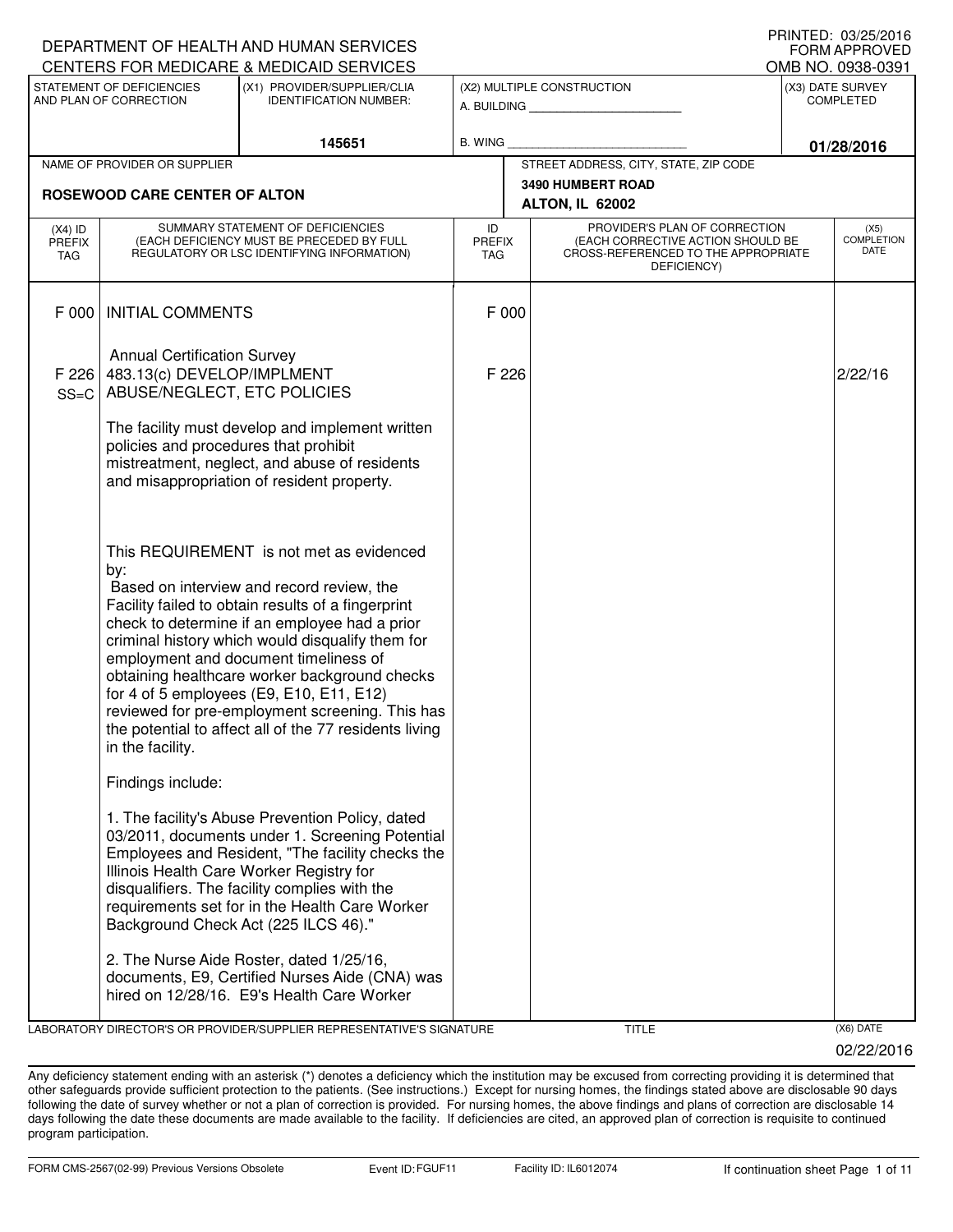DEPARTMENT OF HEALTH AND HUMAN SERVICES
CENTERS FOR MEDICARE & MEDICAID SERVICES

PRINTED: 03/25/2016
FORM APPROVED
OMB NO. 0938-0391

| STATEMENT OF DEFICIENCIES AND PLAN OF CORRECTION | (X1) PROVIDER/SUPPLIER/CLIA IDENTIFICATION NUMBER: | (X2) MULTIPLE CONSTRUCTION | (X3) DATE SURVEY COMPLETED |
|---|---|---|---|
| | 145651 | A. BUILDING ______ B. WING ______ | 01/28/2016 |

| NAME OF PROVIDER OR SUPPLIER | STREET ADDRESS, CITY, STATE, ZIP CODE |
|---|---|
| ROSEWOOD CARE CENTER OF ALTON | 3490 HUMBERT ROAD ALTON, IL 62002 |

| (X4) ID PREFIX TAG | SUMMARY STATEMENT OF DEFICIENCIES (EACH DEFICIENCY MUST BE PRECEDED BY FULL REGULATORY OR LSC IDENTIFYING INFORMATION) | ID PREFIX TAG | PROVIDER'S PLAN OF CORRECTION (EACH CORRECTIVE ACTION SHOULD BE CROSS-REFERENCED TO THE APPROPRIATE DEFICIENCY) | (X5) COMPLETION DATE |
|---|---|---|---|---|
| F 000 | INITIAL COMMENTS<br><br>Annual Certification Survey | F 000 | | |
| F 226 SS=C | 483.13(c) DEVELOP/IMPLMENT ABUSE/NEGLECT, ETC POLICIES<br><br>The facility must develop and implement written policies and procedures that prohibit mistreatment, neglect, and abuse of residents and misappropriation of resident property.<br><br>This REQUIREMENT is not met as evidenced by:<br>Based on interview and record review, the Facility failed to obtain results of a fingerprint check to determine if an employee had a prior criminal history which would disqualify them for employment and document timeliness of obtaining healthcare worker background checks for 4 of 5 employees (E9, E10, E11, E12) reviewed for pre-employment screening. This has the potential to affect all of the 77 residents living in the facility.<br><br>Findings include:<br><br>1. The facility's Abuse Prevention Policy, dated 03/2011, documents under 1. Screening Potential Employees and Resident, "The facility checks the Illinois Health Care Worker Registry for disqualifiers. The facility complies with the requirements set for in the Health Care Worker Background Check Act (225 ILCS 46)."<br><br>2. The Nurse Aide Roster, dated 1/25/16, documents, E9, Certified Nurses Aide (CNA) was hired on 12/28/16. E9's Health Care Worker | F 226 | | 2/22/16 |

LABORATORY DIRECTOR'S OR PROVIDER/SUPPLIER REPRESENTATIVE'S SIGNATURE | TITLE | (X6) DATE 02/22/2016

Any deficiency statement ending with an asterisk (*) denotes a deficiency which the institution may be excused from correcting providing it is determined that other safeguards provide sufficient protection to the patients. (See instructions.) Except for nursing homes, the findings stated above are disclosable 90 days following the date of survey whether or not a plan of correction is provided. For nursing homes, the above findings and plans of correction are disclosable 14 days following the date these documents are made available to the facility. If deficiencies are cited, an approved plan of correction is requisite to continued program participation.

FORM CMS-2567(02-99) Previous Versions Obsolete | Event ID: FGUF11 | Facility ID: IL6012074 | If continuation sheet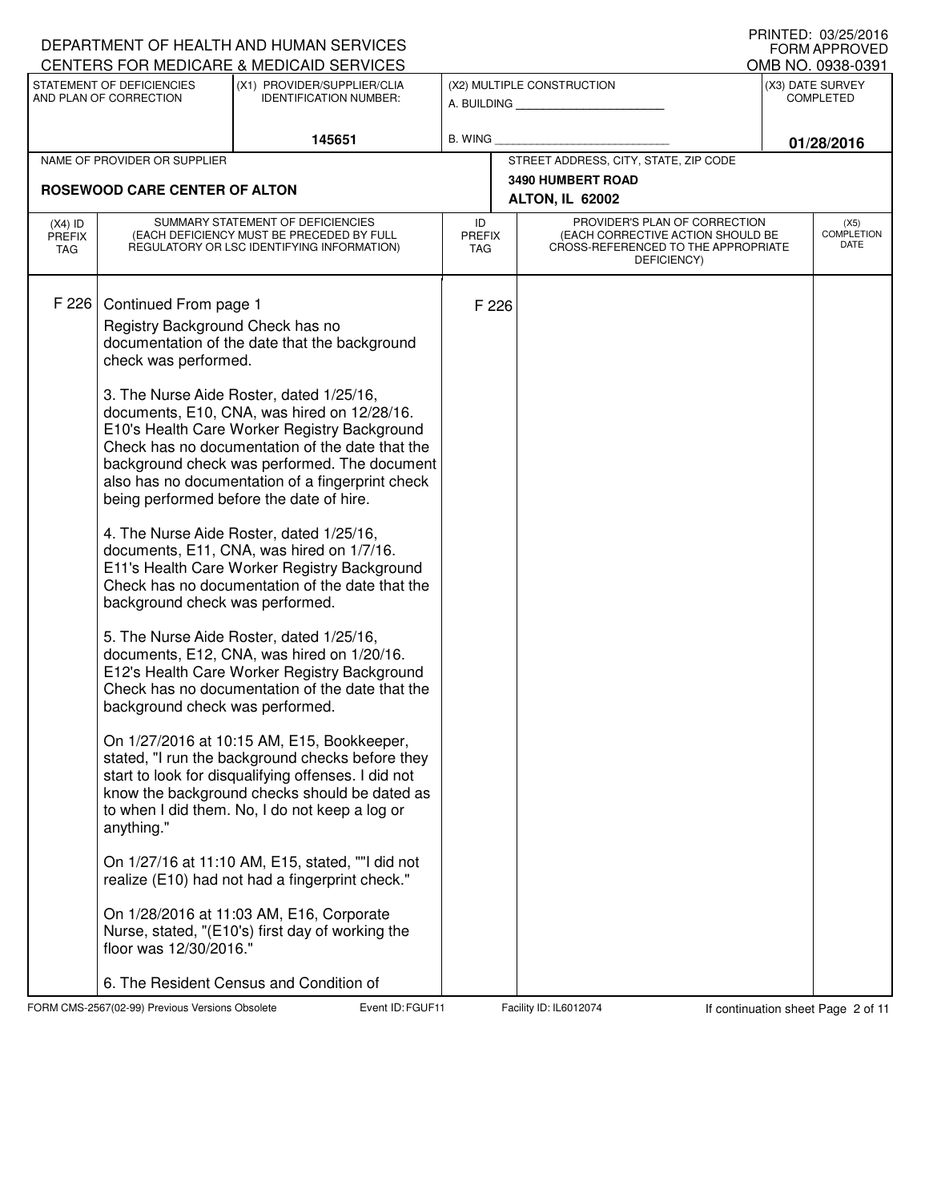DEPARTMENT OF HEALTH AND HUMAN SERVICES
CENTERS FOR MEDICARE & MEDICAID SERVICES

PRINTED: 03/25/2016
FORM APPROVED
OMB NO. 0938-0391

| STATEMENT OF DEFICIENCIES AND PLAN OF CORRECTION | (X1) PROVIDER/SUPPLIER/CLIA IDENTIFICATION NUMBER: | (X2) MULTIPLE CONSTRUCTION | (X3) DATE SURVEY COMPLETED |
|---|---|---|---|
| | 145651 | A. BUILDING ______ B. WING ______ | 01/28/2016 |

| NAME OF PROVIDER OR SUPPLIER | STREET ADDRESS, CITY, STATE, ZIP CODE |
|---|---|
| ROSEWOOD CARE CENTER OF ALTON | 3490 HUMBERT ROAD ALTON, IL 62002 |

| (X4) ID PREFIX TAG | SUMMARY STATEMENT OF DEFICIENCIES (EACH DEFICIENCY MUST BE PRECEDED BY FULL REGULATORY OR LSC IDENTIFYING INFORMATION) | ID PREFIX TAG | PROVIDER'S PLAN OF CORRECTION (EACH CORRECTIVE ACTION SHOULD BE CROSS-REFERENCED TO THE APPROPRIATE DEFICIENCY) | (X5) COMPLETION DATE |
|---|---|---|---|---|
| F 226 | Continued From page 1 | F 226 | | |

Registry Background Check has no documentation of the date that the background check was performed.

3. The Nurse Aide Roster, dated 1/25/16, documents, E10, CNA, was hired on 12/28/16. E10's Health Care Worker Registry Background Check has no documentation of the date that the background check was performed. The document also has no documentation of a fingerprint check being performed before the date of hire.

4. The Nurse Aide Roster, dated 1/25/16, documents, E11, CNA, was hired on 1/7/16. E11's Health Care Worker Registry Background Check has no documentation of the date that the background check was performed.

5. The Nurse Aide Roster, dated 1/25/16, documents, E12, CNA, was hired on 1/20/16. E12's Health Care Worker Registry Background Check has no documentation of the date that the background check was performed.

On 1/27/2016 at 10:15 AM, E15, Bookkeeper, stated, "I run the background checks before they start to look for disqualifying offenses. I did not know the background checks should be dated as to when I did them. No, I do not keep a log or anything."

On 1/27/16 at 11:10 AM, E15, stated, ""I did not realize (E10) had not had a fingerprint check."

On 1/28/2016 at 11:03 AM, E16, Corporate Nurse, stated, "(E10's) first day of working the floor was 12/30/2016."

6. The Resident Census and Condition of

FORM CMS-2567(02-99) Previous Versions Obsolete | Event ID: FGUF11 | Facility ID: IL6012074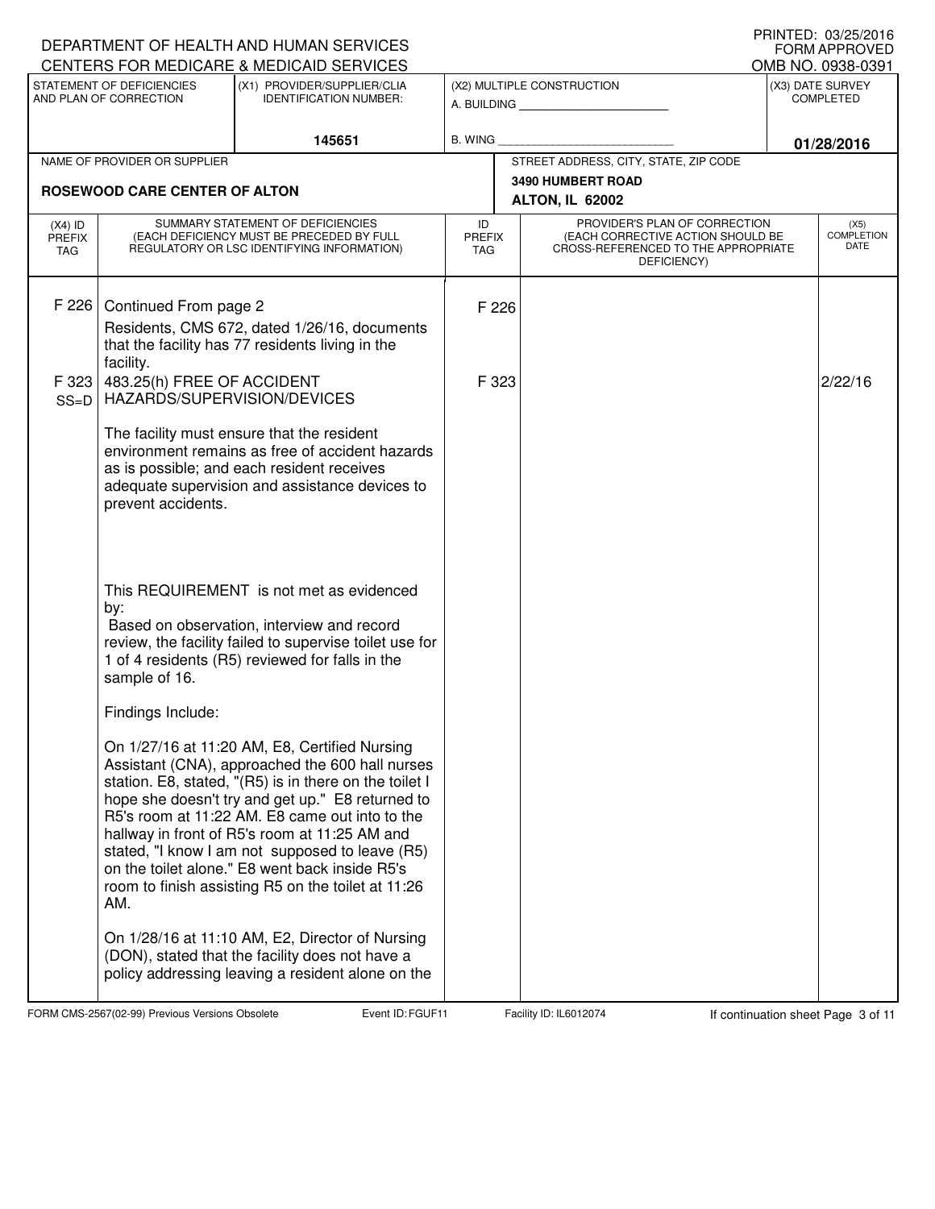DEPARTMENT OF HEALTH AND HUMAN SERVICES
CENTERS FOR MEDICARE & MEDICAID SERVICES

PRINTED: 03/25/2016
FORM APPROVED
OMB NO. 0938-0391

| STATEMENT OF DEFICIENCIES AND PLAN OF CORRECTION | (X1) PROVIDER/SUPPLIER/CLIA IDENTIFICATION NUMBER: | (X2) MULTIPLE CONSTRUCTION | (X3) DATE SURVEY COMPLETED |
|---|---|---|---|
| | 145651 | A. BUILDING ______ B. WING ______ | 01/28/2016 |

| NAME OF PROVIDER OR SUPPLIER | STREET ADDRESS, CITY, STATE, ZIP CODE |
|---|---|
| ROSEWOOD CARE CENTER OF ALTON | 3490 HUMBERT ROAD ALTON, IL 62002 |

| (X4) ID PREFIX TAG | SUMMARY STATEMENT OF DEFICIENCIES (EACH DEFICIENCY MUST BE PRECEDED BY FULL REGULATORY OR LSC IDENTIFYING INFORMATION) | ID PREFIX TAG | PROVIDER'S PLAN OF CORRECTION (EACH CORRECTIVE ACTION SHOULD BE CROSS-REFERENCED TO THE APPROPRIATE DEFICIENCY) | (X5) COMPLETION DATE |
|---|---|---|---|---|
| F 226 | Continued From page 2<br>Residents, CMS 672, dated 1/26/16, documents that the facility has 77 residents living in the facility. | F 226 | | |
| F 323 SS=D | 483.25(h) FREE OF ACCIDENT HAZARDS/SUPERVISION/DEVICES<br><br>The facility must ensure that the resident environment remains as free of accident hazards as is possible; and each resident receives adequate supervision and assistance devices to prevent accidents.<br><br>This REQUIREMENT is not met as evidenced by:<br>Based on observation, interview and record review, the facility failed to supervise toilet use for 1 of 4 residents (R5) reviewed for falls in the sample of 16.<br><br>Findings Include:<br><br>On 1/27/16 at 11:20 AM, E8, Certified Nursing Assistant (CNA), approached the 600 hall nurses station. E8, stated, "(R5) is in there on the toilet I hope she doesn't try and get up." E8 returned to R5's room at 11:22 AM. E8 came out into to the hallway in front of R5's room at 11:25 AM and stated, "I know I am not supposed to leave (R5) on the toilet alone." E8 went back inside R5's room to finish assisting R5 on the toilet at 11:26 AM.<br><br>On 1/28/16 at 11:10 AM, E2, Director of Nursing (DON), stated that the facility does not have a policy addressing leaving a resident alone on the | F 323 | | 2/22/16 |

FORM CMS-2567(02-99) Previous Versions Obsolete Event ID: FGUF11 Facility ID: IL6012074 If continuation sheet Page 3 of 11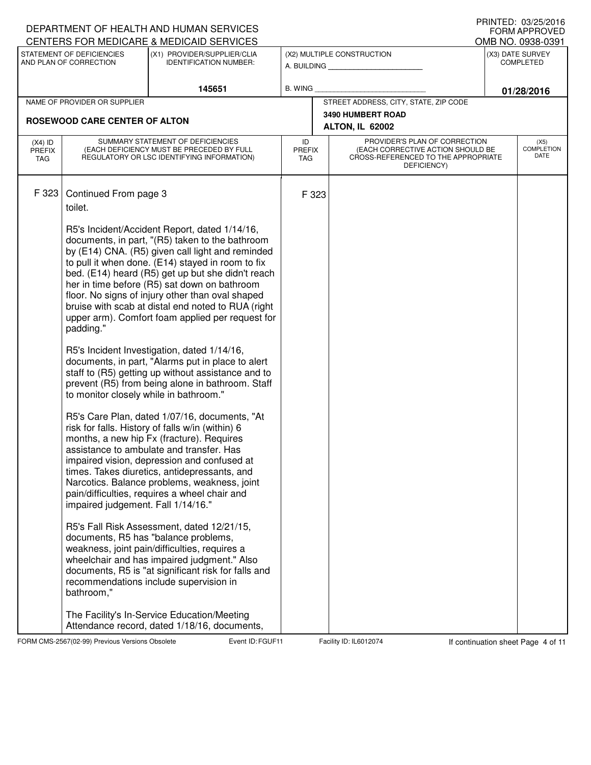DEPARTMENT OF HEALTH AND HUMAN SERVICES
CENTERS FOR MEDICARE & MEDICAID SERVICES

PRINTED: 03/25/2016
FORM APPROVED
OMB NO. 0938-0391

| STATEMENT OF DEFICIENCIES AND PLAN OF CORRECTION | (X1) PROVIDER/SUPPLIER/CLIA IDENTIFICATION NUMBER: | (X2) MULTIPLE CONSTRUCTION | (X3) DATE SURVEY COMPLETED |
|---|---|---|---|
| | 145651 | A. BUILDING ______ B. WING ______ | 01/28/2016 |

| NAME OF PROVIDER OR SUPPLIER | STREET ADDRESS, CITY, STATE, ZIP CODE |
|---|---|
| ROSEWOOD CARE CENTER OF ALTON | 3490 HUMBERT ROAD ALTON, IL 62002 |

| (X4) ID PREFIX TAG | SUMMARY STATEMENT OF DEFICIENCIES (EACH DEFICIENCY MUST BE PRECEDED BY FULL REGULATORY OR LSC IDENTIFYING INFORMATION) | ID PREFIX TAG | PROVIDER'S PLAN OF CORRECTION (EACH CORRECTIVE ACTION SHOULD BE CROSS-REFERENCED TO THE APPROPRIATE DEFICIENCY) | (X5) COMPLETION DATE |
|---|---|---|---|---|
| F 323 | Continued From page 3 | F 323 | | |

toilet.

R5's Incident/Accident Report, dated 1/14/16, documents, in part, "(R5) taken to the bathroom by (E14) CNA. (R5) given call light and reminded to pull it when done. (E14) stayed in room to fix bed. (E14) heard (R5) get up but she didn't reach her in time before (R5) sat down on bathroom floor. No signs of injury other than oval shaped bruise with scab at distal end noted to RUA (right upper arm). Comfort foam applied per request for padding."

R5's Incident Investigation, dated 1/14/16, documents, in part, "Alarms put in place to alert staff to (R5) getting up without assistance and to prevent (R5) from being alone in bathroom. Staff to monitor closely while in bathroom."

R5's Care Plan, dated 1/07/16, documents, "At risk for falls. History of falls w/in (within) 6 months, a new hip Fx (fracture). Requires assistance to ambulate and transfer. Has impaired vision, depression and confused at times. Takes diuretics, antidepressants, and Narcotics. Balance problems, weakness, joint pain/difficulties, requires a wheel chair and impaired judgement. Fall 1/14/16."

R5's Fall Risk Assessment, dated 12/21/15, documents, R5 has "balance problems, weakness, joint pain/difficulties, requires a wheelchair and has impaired judgment." Also documents, R5 is "at significant risk for falls and recommendations include supervision in bathroom,"

The Facility's In-Service Education/Meeting Attendance record, dated 1/18/16, documents,

FORM CMS-2567(02-99) Previous Versions Obsolete Event ID: FGUF11 Facility ID: IL6012074 If continuation sheet Page 4 of 11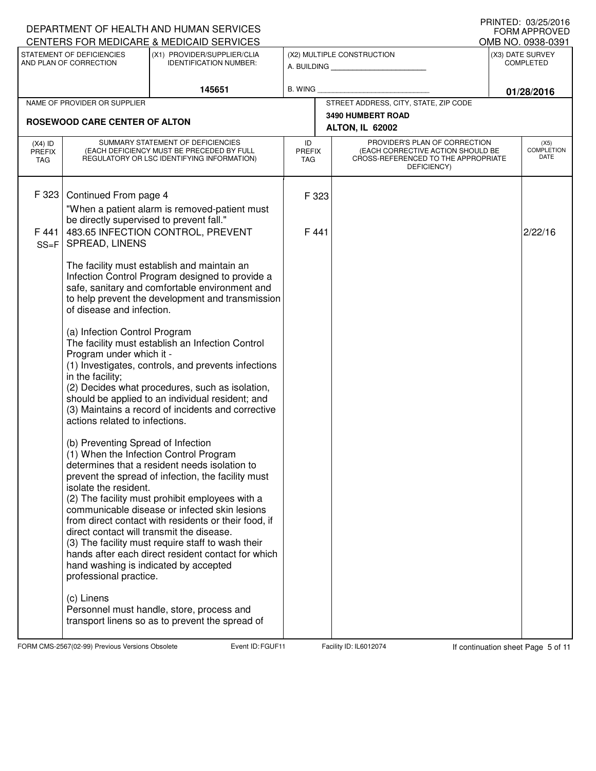DEPARTMENT OF HEALTH AND HUMAN SERVICES
CENTERS FOR MEDICARE & MEDICAID SERVICES

PRINTED: 03/25/2016
FORM APPROVED
OMB NO. 0938-0391

| STATEMENT OF DEFICIENCIES AND PLAN OF CORRECTION | (X1) PROVIDER/SUPPLIER/CLIA IDENTIFICATION NUMBER: | (X2) MULTIPLE CONSTRUCTION | (X3) DATE SURVEY COMPLETED |
|---|---|---|---|
| | 145651 | A. BUILDING ______ B. WING ______ | 01/28/2016 |

| NAME OF PROVIDER OR SUPPLIER | STREET ADDRESS, CITY, STATE, ZIP CODE |
|---|---|
| ROSEWOOD CARE CENTER OF ALTON | 3490 HUMBERT ROAD ALTON, IL 62002 |

| (X4) ID PREFIX TAG | SUMMARY STATEMENT OF DEFICIENCIES (EACH DEFICIENCY MUST BE PRECEDED BY FULL REGULATORY OR LSC IDENTIFYING INFORMATION) | ID PREFIX TAG | PROVIDER'S PLAN OF CORRECTION (EACH CORRECTIVE ACTION SHOULD BE CROSS-REFERENCED TO THE APPROPRIATE DEFICIENCY) | (X5) COMPLETION DATE |
|---|---|---|---|---|
| F 323 | Continued From page 4<br>"When a patient alarm is removed-patient must be directly supervised to prevent fall." | F 323 | | |
| F 441 SS=F | 483.65 INFECTION CONTROL, PREVENT SPREAD, LINENS<br><br>The facility must establish and maintain an Infection Control Program designed to provide a safe, sanitary and comfortable environment and to help prevent the development and transmission of disease and infection.<br><br>(a) Infection Control Program<br>The facility must establish an Infection Control Program under which it -<br>(1) Investigates, controls, and prevents infections in the facility;<br>(2) Decides what procedures, such as isolation, should be applied to an individual resident; and<br>(3) Maintains a record of incidents and corrective actions related to infections.<br><br>(b) Preventing Spread of Infection<br>(1) When the Infection Control Program determines that a resident needs isolation to prevent the spread of infection, the facility must isolate the resident.<br>(2) The facility must prohibit employees with a communicable disease or infected skin lesions from direct contact with residents or their food, if direct contact will transmit the disease.<br>(3) The facility must require staff to wash their hands after each direct resident contact for which hand washing is indicated by accepted professional practice.<br><br>(c) Linens<br>Personnel must handle, store, process and transport linens so as to prevent the spread of | F 441 | | 2/22/16 |

FORM CMS-2567(02-99) Previous Versions Obsolete Event ID: FGUF11 Facility ID: IL6012074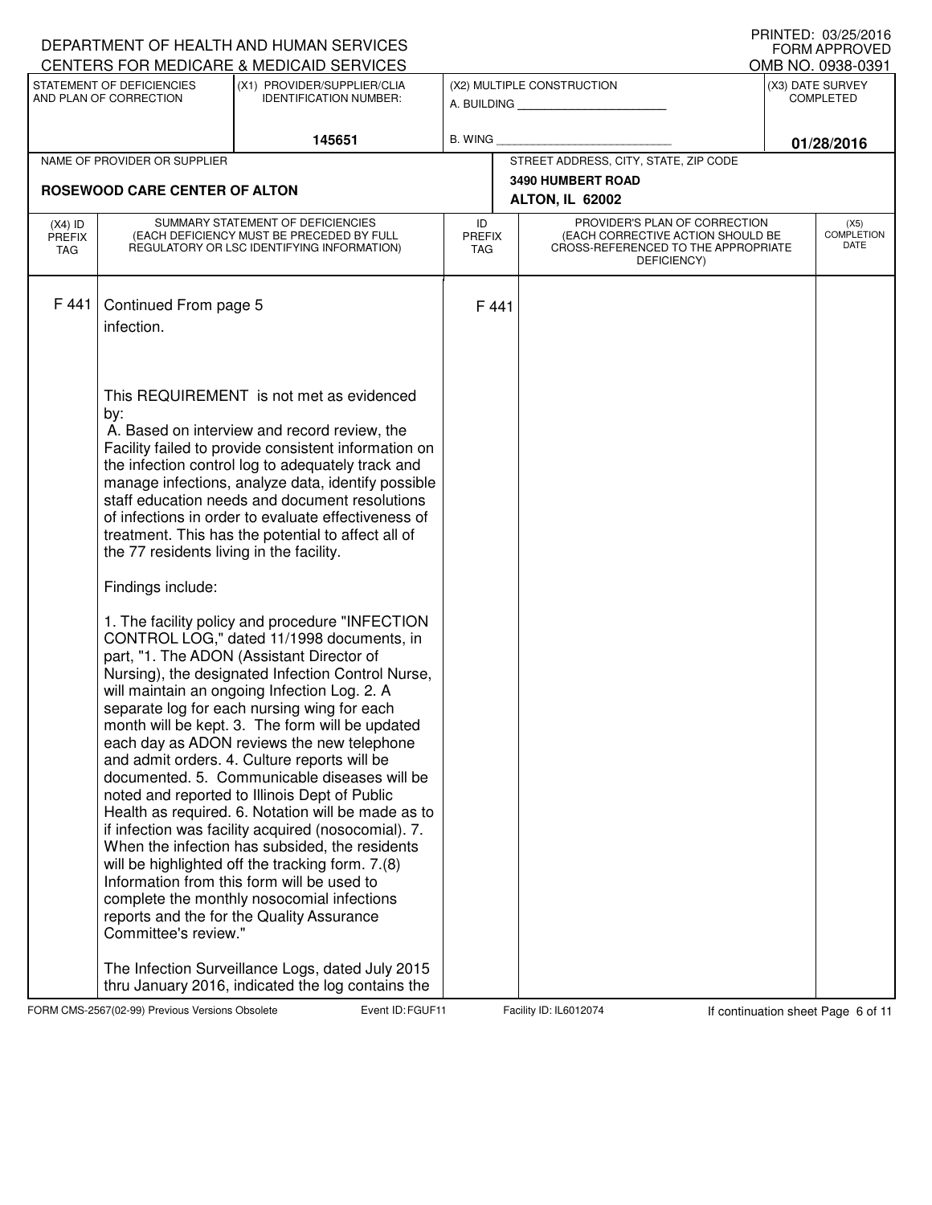DEPARTMENT OF HEALTH AND HUMAN SERVICES
CENTERS FOR MEDICARE & MEDICAID SERVICES

PRINTED: 03/25/2016
FORM APPROVED
OMB NO. 0938-0391

| STATEMENT OF DEFICIENCIES AND PLAN OF CORRECTION | (X1) PROVIDER/SUPPLIER/CLIA IDENTIFICATION NUMBER: | (X2) MULTIPLE CONSTRUCTION | (X3) DATE SURVEY COMPLETED |
|---|---|---|---|
| | 145651 | A. BUILDING ______ B. WING ______ | 01/28/2016 |

| NAME OF PROVIDER OR SUPPLIER | STREET ADDRESS, CITY, STATE, ZIP CODE |
|---|---|
| ROSEWOOD CARE CENTER OF ALTON | 3490 HUMBERT ROAD ALTON, IL 62002 |

| (X4) ID PREFIX TAG | SUMMARY STATEMENT OF DEFICIENCIES (EACH DEFICIENCY MUST BE PRECEDED BY FULL REGULATORY OR LSC IDENTIFYING INFORMATION) | ID PREFIX TAG | PROVIDER'S PLAN OF CORRECTION (EACH CORRECTIVE ACTION SHOULD BE CROSS-REFERENCED TO THE APPROPRIATE DEFICIENCY) | (X5) COMPLETION DATE |
|---|---|---|---|---|
| F 441 | Continued From page 5 | F 441 | | |

infection.

This REQUIREMENT is not met as evidenced by:
A. Based on interview and record review, the Facility failed to provide consistent information on the infection control log to adequately track and manage infections, analyze data, identify possible staff education needs and document resolutions of infections in order to evaluate effectiveness of treatment. This has the potential to affect all of the 77 residents living in the facility.

Findings include:

1. The facility policy and procedure "INFECTION CONTROL LOG," dated 11/1998 documents, in part, "1. The ADON (Assistant Director of Nursing), the designated Infection Control Nurse, will maintain an ongoing Infection Log. 2. A separate log for each nursing wing for each month will be kept. 3. The form will be updated each day as ADON reviews the new telephone and admit orders. 4. Culture reports will be documented. 5. Communicable diseases will be noted and reported to Illinois Dept of Public Health as required. 6. Notation will be made as to if infection was facility acquired (nosocomial). 7. When the infection has subsided, the residents will be highlighted off the tracking form. 7.(8) Information from this form will be used to complete the monthly nosocomial infections reports and the for the Quality Assurance Committee's review."

The Infection Surveillance Logs, dated July 2015 thru January 2016, indicated the log contains the

FORM CMS-2567(02-99) Previous Versions Obsolete Event ID: FGUF11 Facility ID: IL6012074 If continuation sheet Page 6 of 11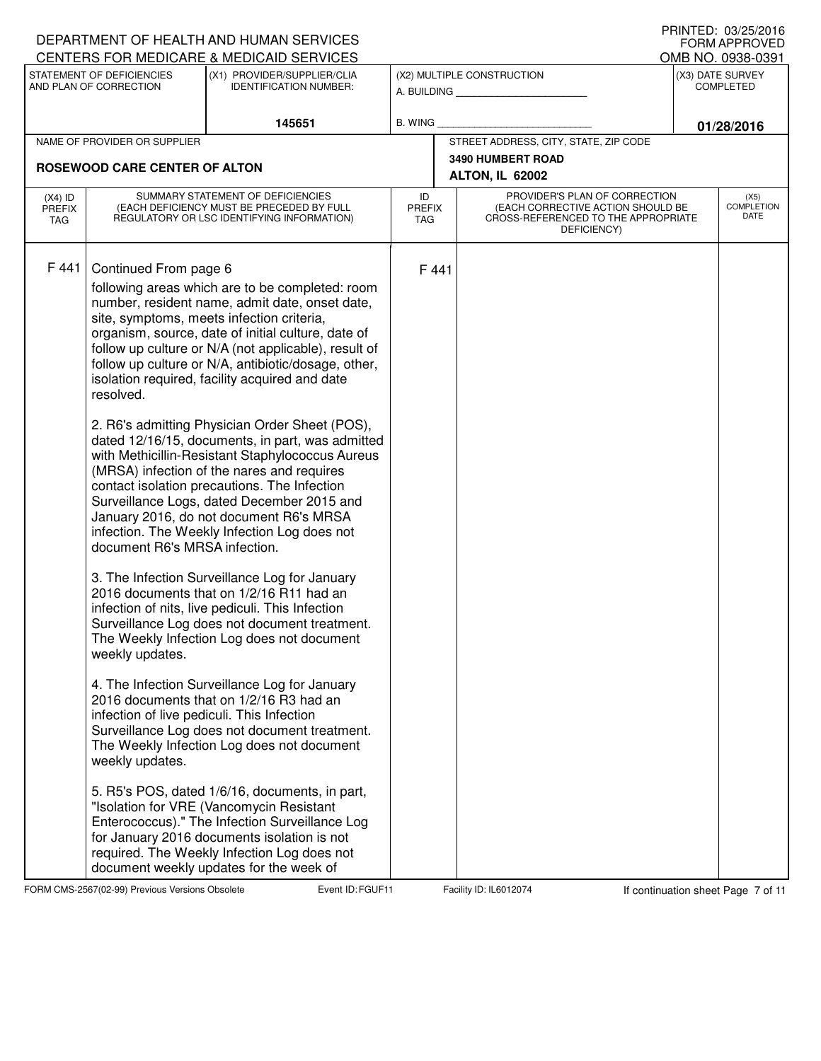DEPARTMENT OF HEALTH AND HUMAN SERVICES
CENTERS FOR MEDICARE & MEDICAID SERVICES

PRINTED: 03/25/2016
FORM APPROVED
OMB NO. 0938-0391

| STATEMENT OF DEFICIENCIES AND PLAN OF CORRECTION | (X1) PROVIDER/SUPPLIER/CLIA IDENTIFICATION NUMBER: | (X2) MULTIPLE CONSTRUCTION | (X3) DATE SURVEY COMPLETED |
|---|---|---|---|
| | 145651 | A. BUILDING ______ B. WING ______ | 01/28/2016 |

| NAME OF PROVIDER OR SUPPLIER | STREET ADDRESS, CITY, STATE, ZIP CODE |
|---|---|
| ROSEWOOD CARE CENTER OF ALTON | 3490 HUMBERT ROAD ALTON, IL 62002 |

| (X4) ID PREFIX TAG | SUMMARY STATEMENT OF DEFICIENCIES (EACH DEFICIENCY MUST BE PRECEDED BY FULL REGULATORY OR LSC IDENTIFYING INFORMATION) | ID PREFIX TAG | PROVIDER'S PLAN OF CORRECTION (EACH CORRECTIVE ACTION SHOULD BE CROSS-REFERENCED TO THE APPROPRIATE DEFICIENCY) | (X5) COMPLETION DATE |
|---|---|---|---|---|
| F 441 | Continued From page 6<br>following areas which are to be completed: room number, resident name, admit date, onset date, site, symptoms, meets infection criteria, organism, source, date of initial culture, date of follow up culture or N/A (not applicable), result of follow up culture or N/A, antibiotic/dosage, other, isolation required, facility acquired and date resolved.<br><br>2. R6's admitting Physician Order Sheet (POS), dated 12/16/15, documents, in part, was admitted with Methicillin-Resistant Staphylococcus Aureus (MRSA) infection of the nares and requires contact isolation precautions. The Infection Surveillance Logs, dated December 2015 and January 2016, do not document R6's MRSA infection. The Weekly Infection Log does not document R6's MRSA infection.<br><br>3. The Infection Surveillance Log for January 2016 documents that on 1/2/16 R11 had an infection of nits, live pediculi. This Infection Surveillance Log does not document treatment. The Weekly Infection Log does not document weekly updates.<br><br>4. The Infection Surveillance Log for January 2016 documents that on 1/2/16 R3 had an infection of live pediculi. This Infection Surveillance Log does not document treatment. The Weekly Infection Log does not document weekly updates.<br><br>5. R5's POS, dated 1/6/16, documents, in part, "Isolation for VRE (Vancomycin Resistant Enterococcus)." The Infection Surveillance Log for January 2016 documents isolation is not required. The Weekly Infection Log does not document weekly updates for the week of | F 441 | | |

FORM CMS-2567(02-99) Previous Versions Obsolete | Event ID: FGUF11 | Facility ID: IL6012074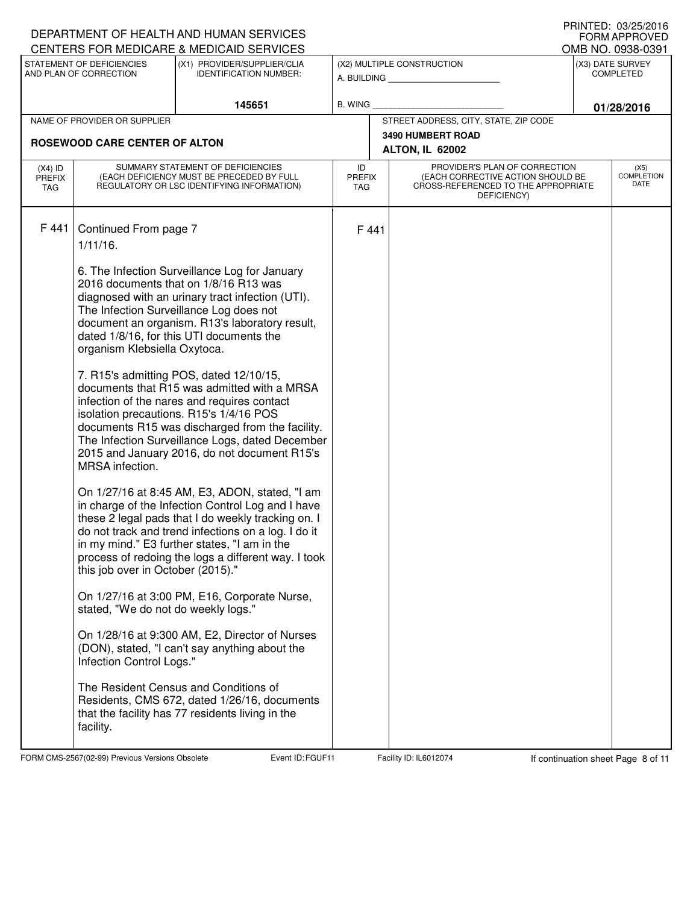DEPARTMENT OF HEALTH AND HUMAN SERVICES
CENTERS FOR MEDICARE & MEDICAID SERVICES

PRINTED: 03/25/2016
FORM APPROVED
OMB NO. 0938-0391

| STATEMENT OF DEFICIENCIES AND PLAN OF CORRECTION | (X1) PROVIDER/SUPPLIER/CLIA IDENTIFICATION NUMBER: | (X2) MULTIPLE CONSTRUCTION | (X3) DATE SURVEY COMPLETED |
|---|---|---|---|
| | 145651 | A. BUILDING ______ B. WING ______ | 01/28/2016 |

| NAME OF PROVIDER OR SUPPLIER | STREET ADDRESS, CITY, STATE, ZIP CODE |
|---|---|
| ROSEWOOD CARE CENTER OF ALTON | 3490 HUMBERT ROAD ALTON, IL 62002 |

| (X4) ID PREFIX TAG | SUMMARY STATEMENT OF DEFICIENCIES (EACH DEFICIENCY MUST BE PRECEDED BY FULL REGULATORY OR LSC IDENTIFYING INFORMATION) | ID PREFIX TAG | PROVIDER'S PLAN OF CORRECTION (EACH CORRECTIVE ACTION SHOULD BE CROSS-REFERENCED TO THE APPROPRIATE DEFICIENCY) | (X5) COMPLETION DATE |
|---|---|---|---|---|
| F 441 | Continued From page 7<br>1/11/16.<br><br>6. The Infection Surveillance Log for January 2016 documents that on 1/8/16 R13 was diagnosed with an urinary tract infection (UTI). The Infection Surveillance Log does not document an organism. R13's laboratory result, dated 1/8/16, for this UTI documents the organism Klebsiella Oxytoca.<br><br>7. R15's admitting POS, dated 12/10/15, documents that R15 was admitted with a MRSA infection of the nares and requires contact isolation precautions. R15's 1/4/16 POS documents R15 was discharged from the facility. The Infection Surveillance Logs, dated December 2015 and January 2016, do not document R15's MRSA infection.<br><br>On 1/27/16 at 8:45 AM, E3, ADON, stated, "I am in charge of the Infection Control Log and I have these 2 legal pads that I do weekly tracking on. I do not track and trend infections on a log. I do it in my mind." E3 further states, "I am in the process of redoing the logs a different way. I took this job over in October (2015)."<br><br>On 1/27/16 at 3:00 PM, E16, Corporate Nurse, stated, "We do not do weekly logs."<br><br>On 1/28/16 at 9:300 AM, E2, Director of Nurses (DON), stated, "I can't say anything about the Infection Control Logs."<br><br>The Resident Census and Conditions of Residents, CMS 672, dated 1/26/16, documents that the facility has 77 residents living in the facility. | F 441 | | |

FORM CMS-2567(02-99) Previous Versions Obsolete Event ID: FGUF11 Facility ID: IL6012074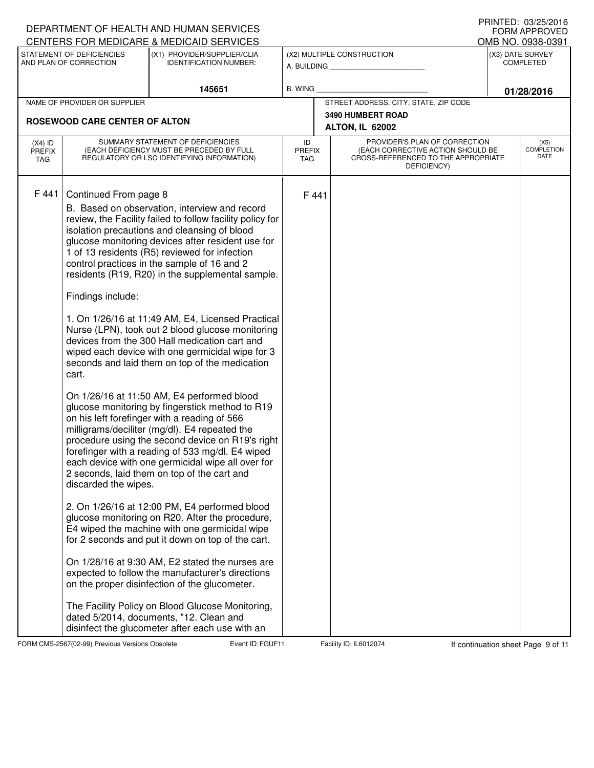DEPARTMENT OF HEALTH AND HUMAN SERVICES
CENTERS FOR MEDICARE & MEDICAID SERVICES

PRINTED: 03/25/2016
FORM APPROVED
OMB NO. 0938-0391

| STATEMENT OF DEFICIENCIES AND PLAN OF CORRECTION | (X1) PROVIDER/SUPPLIER/CLIA IDENTIFICATION NUMBER: | (X2) MULTIPLE CONSTRUCTION | (X3) DATE SURVEY COMPLETED |
|---|---|---|---|
| | 145651 | A. BUILDING ______ B. WING ______ | 01/28/2016 |

| NAME OF PROVIDER OR SUPPLIER | STREET ADDRESS, CITY, STATE, ZIP CODE |
|---|---|
| ROSEWOOD CARE CENTER OF ALTON | 3490 HUMBERT ROAD ALTON, IL 62002 |

| (X4) ID PREFIX TAG | SUMMARY STATEMENT OF DEFICIENCIES (EACH DEFICIENCY MUST BE PRECEDED BY FULL REGULATORY OR LSC IDENTIFYING INFORMATION) | ID PREFIX TAG | PROVIDER'S PLAN OF CORRECTION (EACH CORRECTIVE ACTION SHOULD BE CROSS-REFERENCED TO THE APPROPRIATE DEFICIENCY) | (X5) COMPLETION DATE |
|---|---|---|---|---|
| F 441 | Continued From page 8 | F 441 | | |

B. Based on observation, interview and record review, the Facility failed to follow facility policy for isolation precautions and cleansing of blood glucose monitoring devices after resident use for 1 of 13 residents (R5) reviewed for infection control practices in the sample of 16 and 2 residents (R19, R20) in the supplemental sample.

Findings include:

1. On 1/26/16 at 11:49 AM, E4, Licensed Practical Nurse (LPN), took out 2 blood glucose monitoring devices from the 300 Hall medication cart and wiped each device with one germicidal wipe for 3 seconds and laid them on top of the medication cart.

On 1/26/16 at 11:50 AM, E4 performed blood glucose monitoring by fingerstick method to R19 on his left forefinger with a reading of 566 milligrams/deciliter (mg/dl). E4 repeated the procedure using the second device on R19's right forefinger with a reading of 533 mg/dl. E4 wiped each device with one germicidal wipe all over for 2 seconds, laid them on top of the cart and discarded the wipes.

2. On 1/26/16 at 12:00 PM, E4 performed blood glucose monitoring on R20. After the procedure, E4 wiped the machine with one germicidal wipe for 2 seconds and put it down on top of the cart.

On 1/28/16 at 9:30 AM, E2 stated the nurses are expected to follow the manufacturer's directions on the proper disinfection of the glucometer.

The Facility Policy on Blood Glucose Monitoring, dated 5/2014, documents, "12. Clean and disinfect the glucometer after each use with an

FORM CMS-2567(02-99) Previous Versions Obsolete | Event ID: FGUF11 | Facility ID: IL6012074 | If continuation sheet Page 9 of 11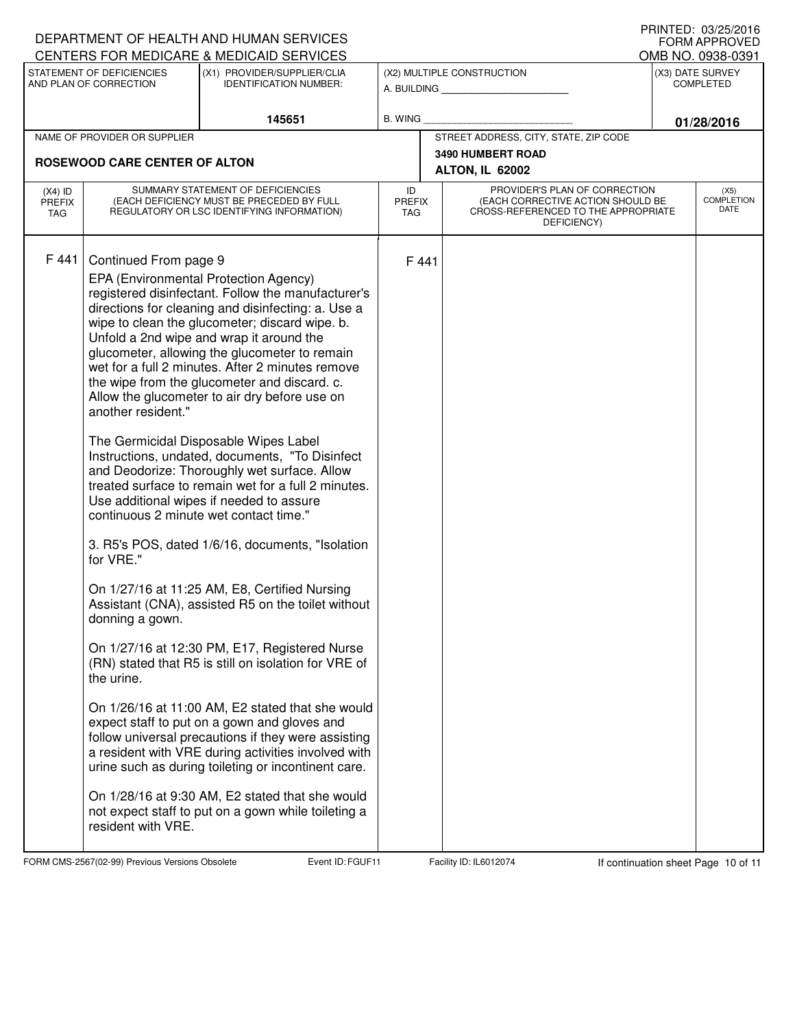DEPARTMENT OF HEALTH AND HUMAN SERVICES
CENTERS FOR MEDICARE & MEDICAID SERVICES

PRINTED: 03/25/2016
FORM APPROVED
OMB NO. 0938-0391

| STATEMENT OF DEFICIENCIES AND PLAN OF CORRECTION | (X1) PROVIDER/SUPPLIER/CLIA IDENTIFICATION NUMBER: | (X2) MULTIPLE CONSTRUCTION | (X3) DATE SURVEY COMPLETED |
|---|---|---|---|
| | 145651 | A. BUILDING ______ B. WING ______ | 01/28/2016 |

| NAME OF PROVIDER OR SUPPLIER | STREET ADDRESS, CITY, STATE, ZIP CODE |
|---|---|
| ROSEWOOD CARE CENTER OF ALTON | 3490 HUMBERT ROAD ALTON, IL 62002 |

| (X4) ID PREFIX TAG | SUMMARY STATEMENT OF DEFICIENCIES (EACH DEFICIENCY MUST BE PRECEDED BY FULL REGULATORY OR LSC IDENTIFYING INFORMATION) | ID PREFIX TAG | PROVIDER'S PLAN OF CORRECTION (EACH CORRECTIVE ACTION SHOULD BE CROSS-REFERENCED TO THE APPROPRIATE DEFICIENCY) | (X5) COMPLETION DATE |
|---|---|---|---|---|
| F 441 | Continued From page 9 | F 441 | | |

EPA (Environmental Protection Agency) registered disinfectant. Follow the manufacturer's directions for cleaning and disinfecting: a. Use a wipe to clean the glucometer; discard wipe. b. Unfold a 2nd wipe and wrap it around the glucometer, allowing the glucometer to remain wet for a full 2 minutes. After 2 minutes remove the wipe from the glucometer and discard. c. Allow the glucometer to air dry before use on another resident."

The Germicidal Disposable Wipes Label Instructions, undated, documents, "To Disinfect and Deodorize: Thoroughly wet surface. Allow treated surface to remain wet for a full 2 minutes. Use additional wipes if needed to assure continuous 2 minute wet contact time."

3. R5's POS, dated 1/6/16, documents, "Isolation for VRE."

On 1/27/16 at 11:25 AM, E8, Certified Nursing Assistant (CNA), assisted R5 on the toilet without donning a gown.

On 1/27/16 at 12:30 PM, E17, Registered Nurse (RN) stated that R5 is still on isolation for VRE of the urine.

On 1/26/16 at 11:00 AM, E2 stated that she would expect staff to put on a gown and gloves and follow universal precautions if they were assisting a resident with VRE during activities involved with urine such as during toileting or incontinent care.

On 1/28/16 at 9:30 AM, E2 stated that she would not expect staff to put on a gown while toileting a resident with VRE.

FORM CMS-2567(02-99) Previous Versions Obsolete    Event ID: FGUF11    Facility ID: IL6012074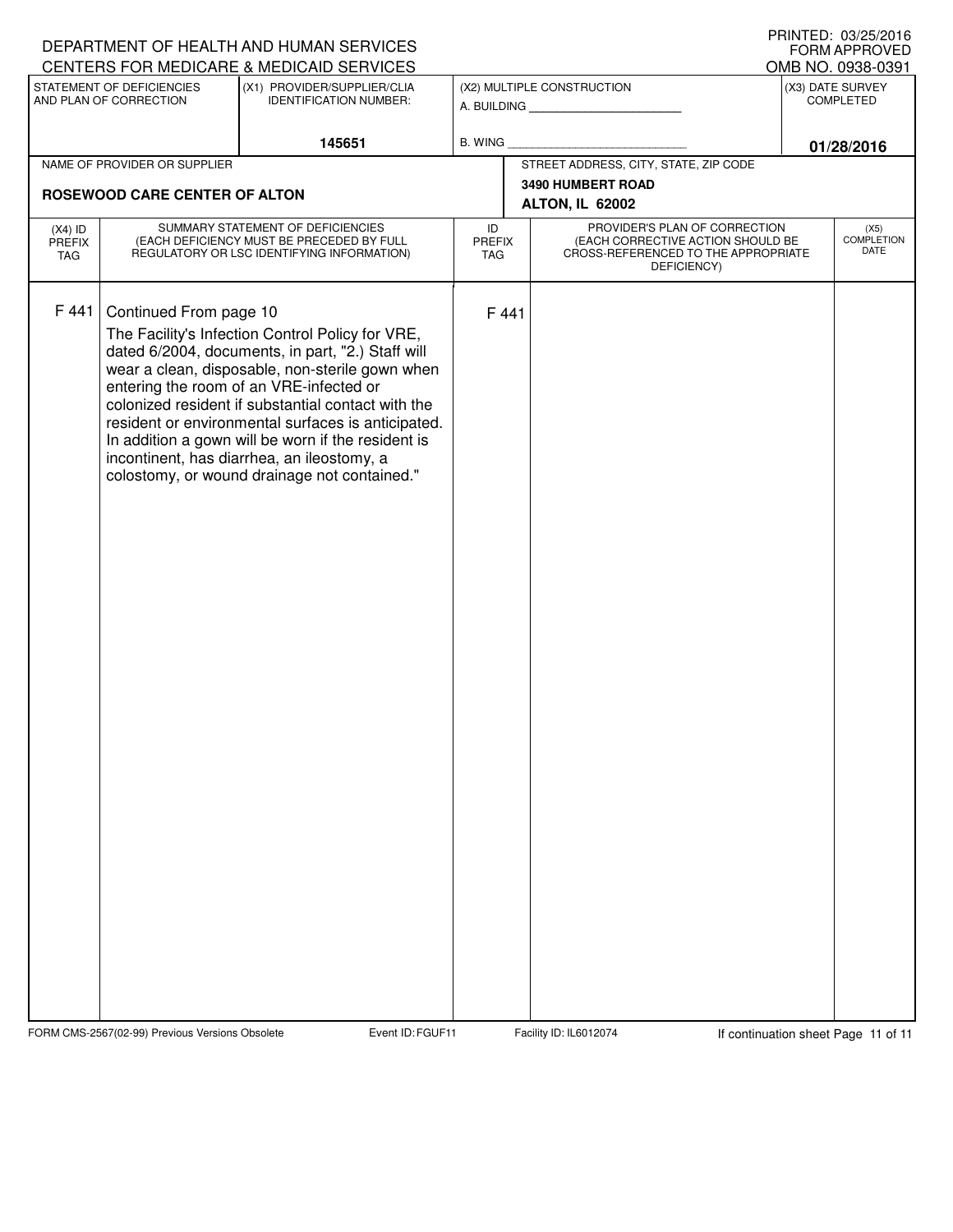DEPARTMENT OF HEALTH AND HUMAN SERVICES
CENTERS FOR MEDICARE & MEDICAID SERVICES

PRINTED: 03/25/2016
FORM APPROVED
OMB NO. 0938-0391

| STATEMENT OF DEFICIENCIES AND PLAN OF CORRECTION | (X1) PROVIDER/SUPPLIER/CLIA IDENTIFICATION NUMBER: | (X2) MULTIPLE CONSTRUCTION | (X3) DATE SURVEY COMPLETED |
|---|---|---|---|
| | 145651 | A. BUILDING ______ B. WING ______ | 01/28/2016 |

| NAME OF PROVIDER OR SUPPLIER | STREET ADDRESS, CITY, STATE, ZIP CODE |
|---|---|
| ROSEWOOD CARE CENTER OF ALTON | 3490 HUMBERT ROAD ALTON, IL 62002 |

| (X4) ID PREFIX TAG | SUMMARY STATEMENT OF DEFICIENCIES (EACH DEFICIENCY MUST BE PRECEDED BY FULL REGULATORY OR LSC IDENTIFYING INFORMATION) | ID PREFIX TAG | PROVIDER'S PLAN OF CORRECTION (EACH CORRECTIVE ACTION SHOULD BE CROSS-REFERENCED TO THE APPROPRIATE DEFICIENCY) | (X5) COMPLETION DATE |
|---|---|---|---|---|
| F 441 | Continued From page 10 The Facility's Infection Control Policy for VRE, dated 6/2004, documents, in part, "2.) Staff will wear a clean, disposable, non-sterile gown when entering the room of an VRE-infected or colonized resident if substantial contact with the resident or environmental surfaces is anticipated. In addition a gown will be worn if the resident is incontinent, has diarrhea, an ileostomy, a colostomy, or wound drainage not contained." | F 441 | | |

FORM CMS-2567(02-99) Previous Versions Obsolete Event ID: FGUF11 Facility ID: IL6012074